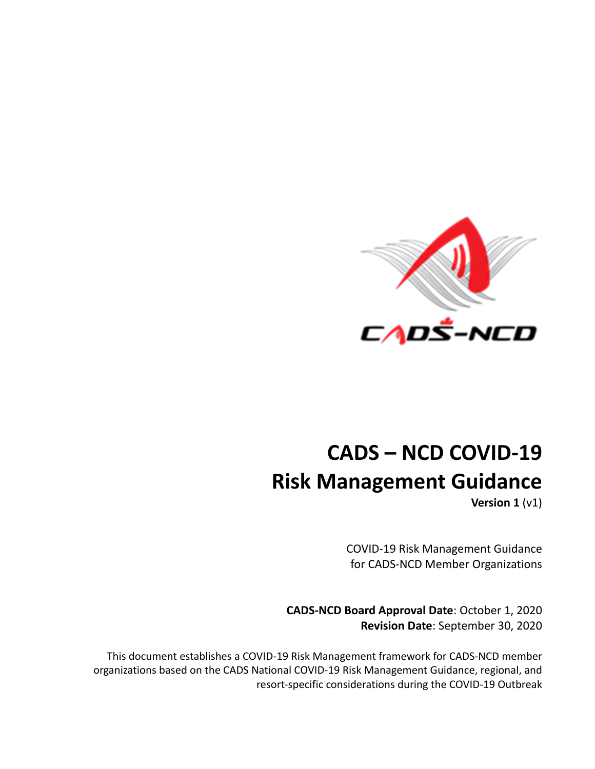# CADS – NCD COVID-19 Risk Management Guidance

**Version 1** (v1)

COVID-19 Risk Management Guidance
for CADS-NCD Member Organizations

**CADS-NCD Board Approval Date**: October 1, 2020
**Revision Date**: September 30, 2020

This document establishes a COVID-19 Risk Management framework for CADS-NCD member organizations based on the CADS National COVID-19 Risk Management Guidance, regional, and resort-specific considerations during the COVID-19 Outbreak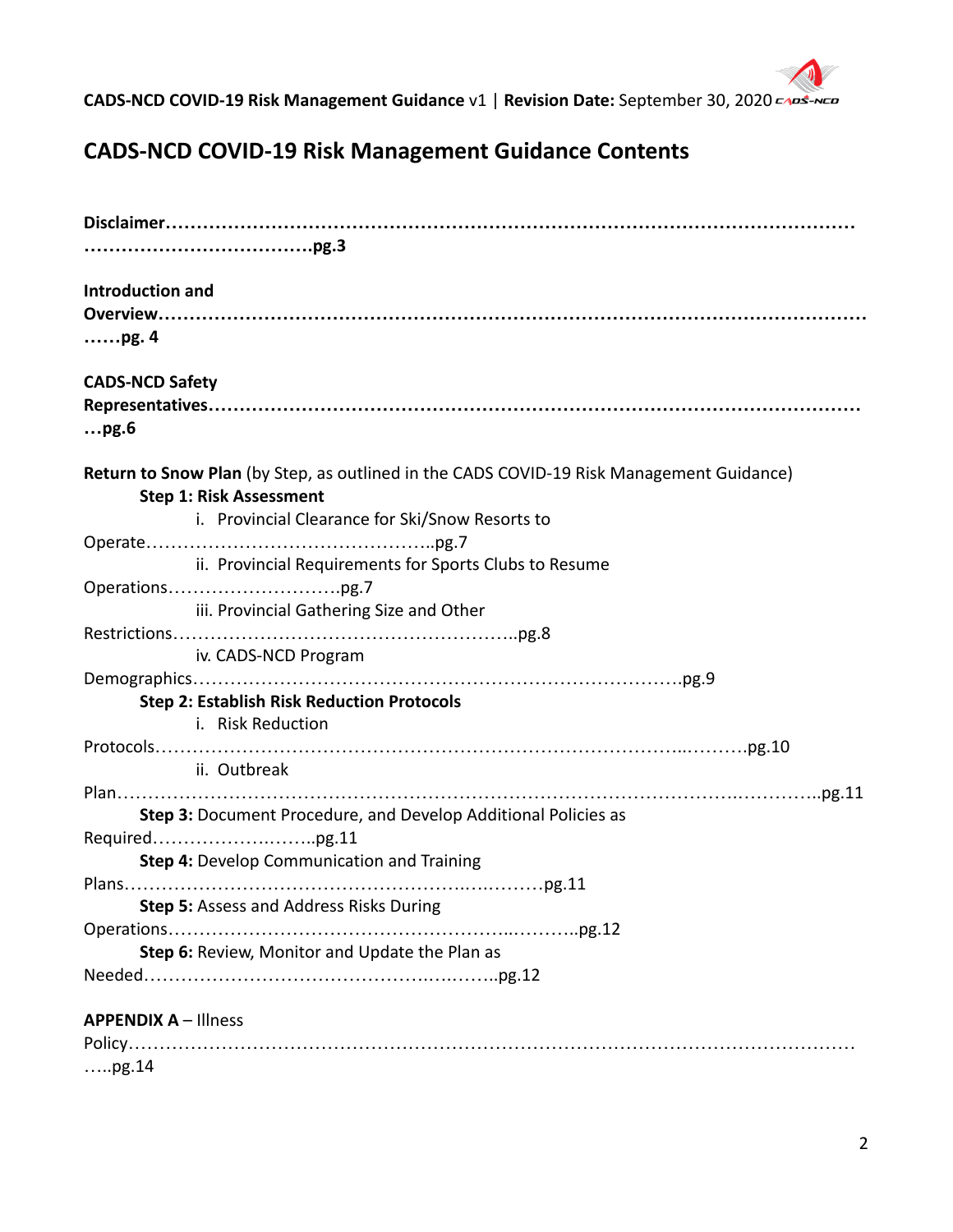# CADS-NCD COVID-19 Risk Management Guidance Contents

**Disclaimer……………………………………………………………………………………………………………………………………pg.3**

**Introduction and Overview…………………………………………………………………………………………………………pg. 4**

**CADS-NCD Safety Representatives……………………………………………………………………………………………pg.6**

**Return to Snow Plan** (by Step, as outlined in the CADS COVID-19 Risk Management Guidance)

- **Step 1: Risk Assessment**
  - i. Provincial Clearance for Ski/Snow Resorts to Operate…………………………………………..pg.7
  - ii. Provincial Requirements for Sports Clubs to Resume Operations………………………..pg.7
  - iii. Provincial Gathering Size and Other Restrictions………………………………………………..pg.8
  - iv. CADS-NCD Program Demographics…………………………………………………………………….pg.9
- **Step 2: Establish Risk Reduction Protocols**
  - i. Risk Reduction Protocols……………………………………………………………………………...……….pg.10
  - ii. Outbreak Plan……………………………………………………………………………………….…………..pg.11
- **Step 3:** Document Procedure, and Develop Additional Policies as Required……………….……..pg.11
- **Step 4:** Develop Communication and Training Plans……………………………………………….….………pg.11
- **Step 5:** Assess and Address Risks During Operations………………………………………………...………..pg.12
- **Step 6:** Review, Monitor and Update the Plan as Needed……………………………………..….……..pg.12

**APPENDIX A** – Illness Policy……………………………………………………………………………………………………………pg.14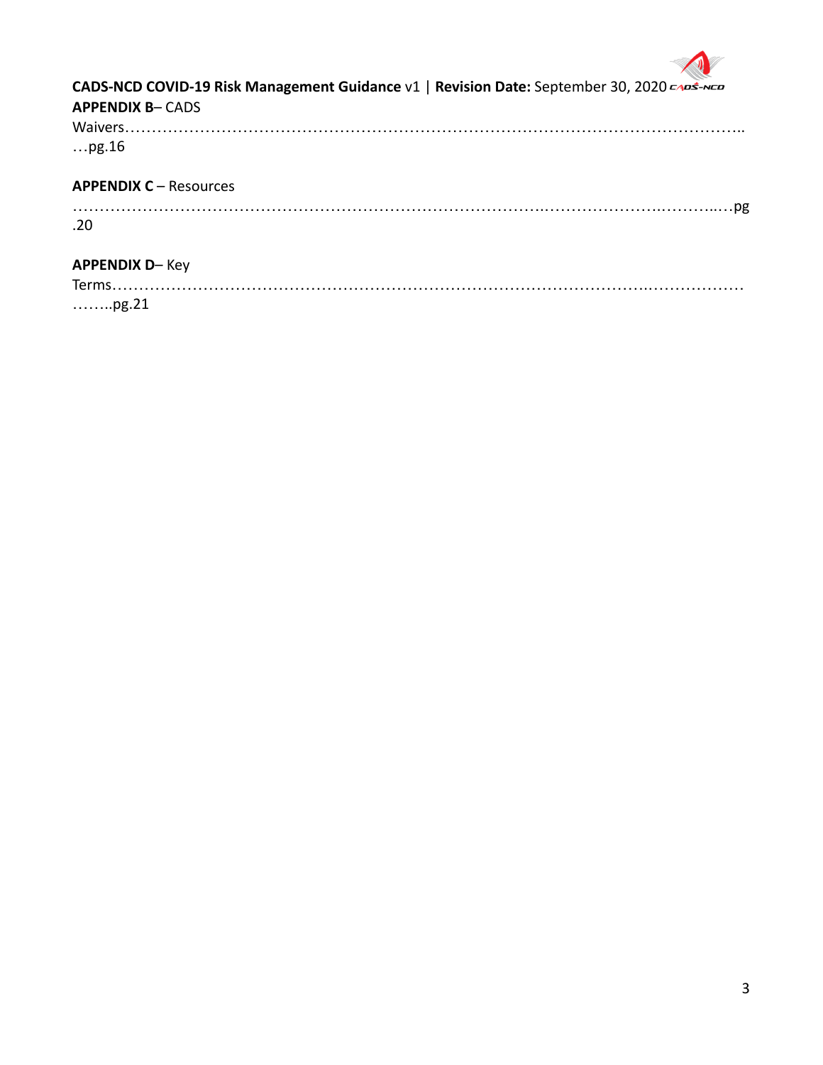**APPENDIX B**– CADS Waivers………………………………………………………………………………………………………..…pg.16

**APPENDIX C** – Resources ……………………………………………………………………….………………….……………..…pg.20

**APPENDIX D**– Key Terms…………………………………………………………………………………………..………………………..pg.21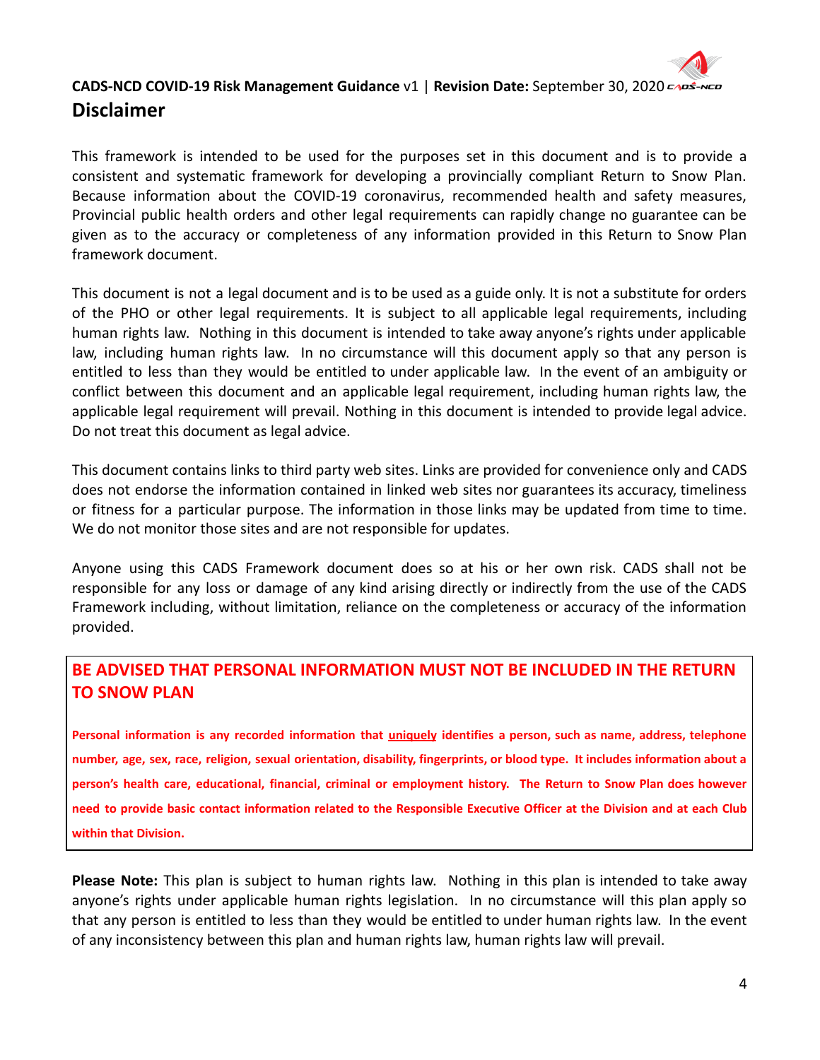# Disclaimer

This framework is intended to be used for the purposes set in this document and is to provide a consistent and systematic framework for developing a provincially compliant Return to Snow Plan. Because information about the COVID-19 coronavirus, recommended health and safety measures, Provincial public health orders and other legal requirements can rapidly change no guarantee can be given as to the accuracy or completeness of any information provided in this Return to Snow Plan framework document.

This document is not a legal document and is to be used as a guide only. It is not a substitute for orders of the PHO or other legal requirements. It is subject to all applicable legal requirements, including human rights law. Nothing in this document is intended to take away anyone's rights under applicable law, including human rights law. In no circumstance will this document apply so that any person is entitled to less than they would be entitled to under applicable law. In the event of an ambiguity or conflict between this document and an applicable legal requirement, including human rights law, the applicable legal requirement will prevail. Nothing in this document is intended to provide legal advice. Do not treat this document as legal advice.

This document contains links to third party web sites. Links are provided for convenience only and CADS does not endorse the information contained in linked web sites nor guarantees its accuracy, timeliness or fitness for a particular purpose. The information in those links may be updated from time to time. We do not monitor those sites and are not responsible for updates.

Anyone using this CADS Framework document does so at his or her own risk. CADS shall not be responsible for any loss or damage of any kind arising directly or indirectly from the use of the CADS Framework including, without limitation, reliance on the completeness or accuracy of the information provided.

**BE ADVISED THAT PERSONAL INFORMATION MUST NOT BE INCLUDED IN THE RETURN TO SNOW PLAN**

**Personal information is any recorded information that <u>uniquely</u> identifies a person, such as name, address, telephone number, age, sex, race, religion, sexual orientation, disability, fingerprints, or blood type. It includes information about a person's health care, educational, financial, criminal or employment history. The Return to Snow Plan does however need to provide basic contact information related to the Responsible Executive Officer at the Division and at each Club within that Division.**

**Please Note:** This plan is subject to human rights law. Nothing in this plan is intended to take away anyone's rights under applicable human rights legislation. In no circumstance will this plan apply so that any person is entitled to less than they would be entitled to under human rights law. In the event of any inconsistency between this plan and human rights law, human rights law will prevail.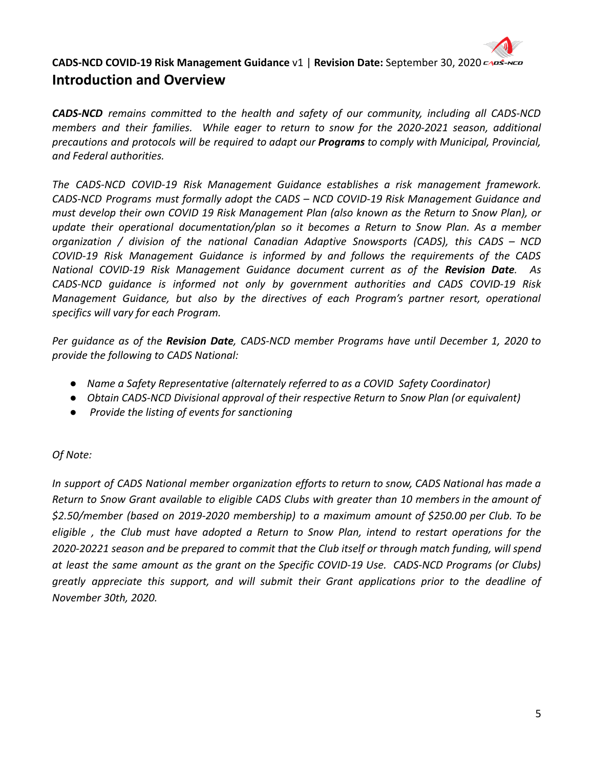# Introduction and Overview

***CADS-NCD*** *remains committed to the health and safety of our community, including all CADS-NCD members and their families. While eager to return to snow for the 2020-2021 season, additional precautions and protocols will be required to adapt our* ***Programs*** *to comply with Municipal, Provincial, and Federal authorities.*

*The CADS-NCD COVID-19 Risk Management Guidance establishes a risk management framework. CADS-NCD Programs must formally adopt the CADS – NCD COVID-19 Risk Management Guidance and must develop their own COVID 19 Risk Management Plan (also known as the Return to Snow Plan), or update their operational documentation/plan so it becomes a Return to Snow Plan. As a member organization / division of the national Canadian Adaptive Snowsports (CADS), this CADS – NCD COVID-19 Risk Management Guidance is informed by and follows the requirements of the CADS National COVID-19 Risk Management Guidance document current as of the* ***Revision Date****. As CADS-NCD guidance is informed not only by government authorities and CADS COVID-19 Risk Management Guidance, but also by the directives of each Program's partner resort, operational specifics will vary for each Program.*

*Per guidance as of the* ***Revision Date****, CADS-NCD member Programs have until December 1, 2020 to provide the following to CADS National:*

- *Name a Safety Representative (alternately referred to as a COVID Safety Coordinator)*
- *Obtain CADS-NCD Divisional approval of their respective Return to Snow Plan (or equivalent)*
- *Provide the listing of events for sanctioning*

*Of Note:*

*In support of CADS National member organization efforts to return to snow, CADS National has made a Return to Snow Grant available to eligible CADS Clubs with greater than 10 members in the amount of $2.50/member (based on 2019-2020 membership) to a maximum amount of $250.00 per Club. To be eligible , the Club must have adopted a Return to Snow Plan, intend to restart operations for the 2020-20221 season and be prepared to commit that the Club itself or through match funding, will spend at least the same amount as the grant on the Specific COVID-19 Use. CADS-NCD Programs (or Clubs) greatly appreciate this support, and will submit their Grant applications prior to the deadline of November 30th, 2020.*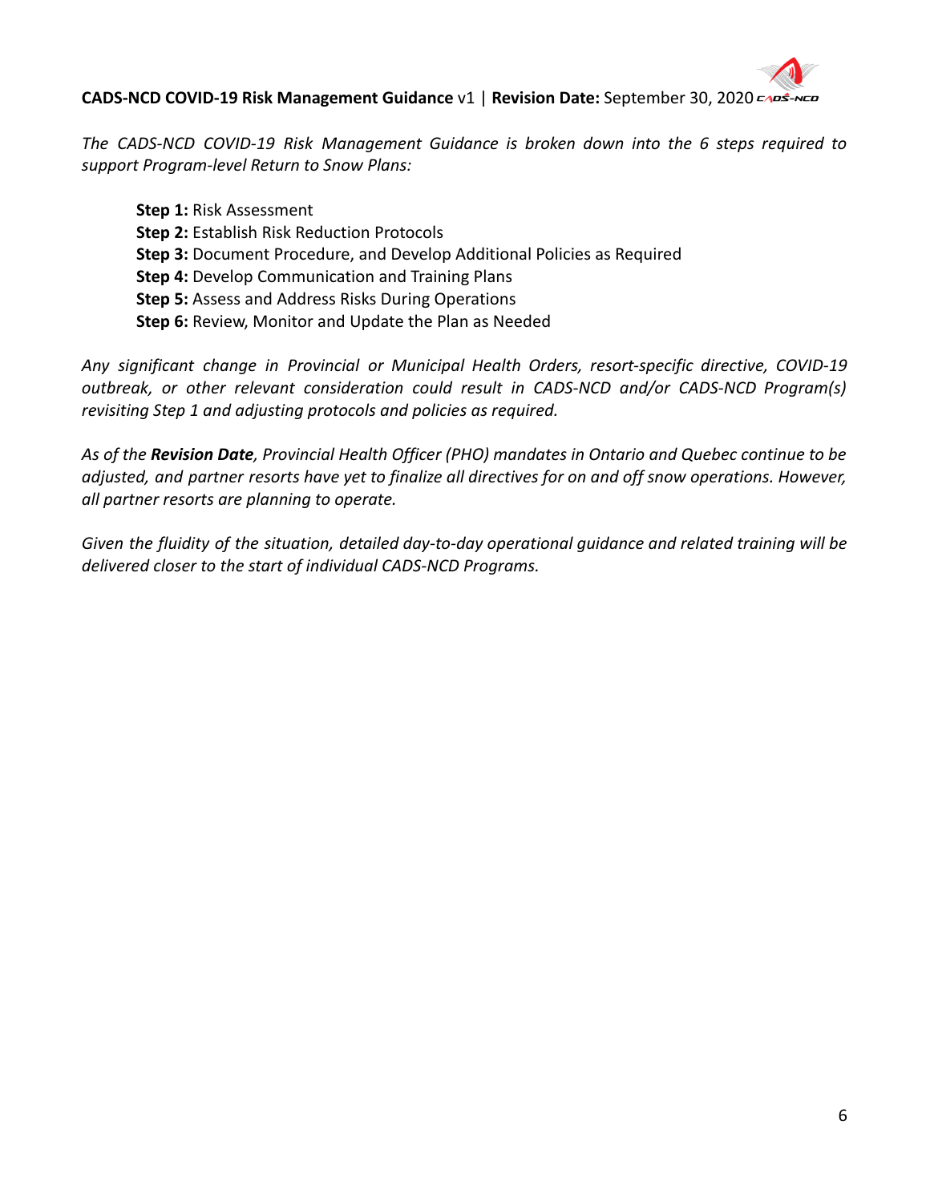*The CADS-NCD COVID-19 Risk Management Guidance is broken down into the 6 steps required to support Program-level Return to Snow Plans:*

**Step 1:** Risk Assessment
**Step 2:** Establish Risk Reduction Protocols
**Step 3:** Document Procedure, and Develop Additional Policies as Required
**Step 4:** Develop Communication and Training Plans
**Step 5:** Assess and Address Risks During Operations
**Step 6:** Review, Monitor and Update the Plan as Needed

*Any significant change in Provincial or Municipal Health Orders, resort-specific directive, COVID-19 outbreak, or other relevant consideration could result in CADS-NCD and/or CADS-NCD Program(s) revisiting Step 1 and adjusting protocols and policies as required.*

*As of the **Revision Date**, Provincial Health Officer (PHO) mandates in Ontario and Quebec continue to be adjusted, and partner resorts have yet to finalize all directives for on and off snow operations. However, all partner resorts are planning to operate.*

*Given the fluidity of the situation, detailed day-to-day operational guidance and related training will be delivered closer to the start of individual CADS-NCD Programs.*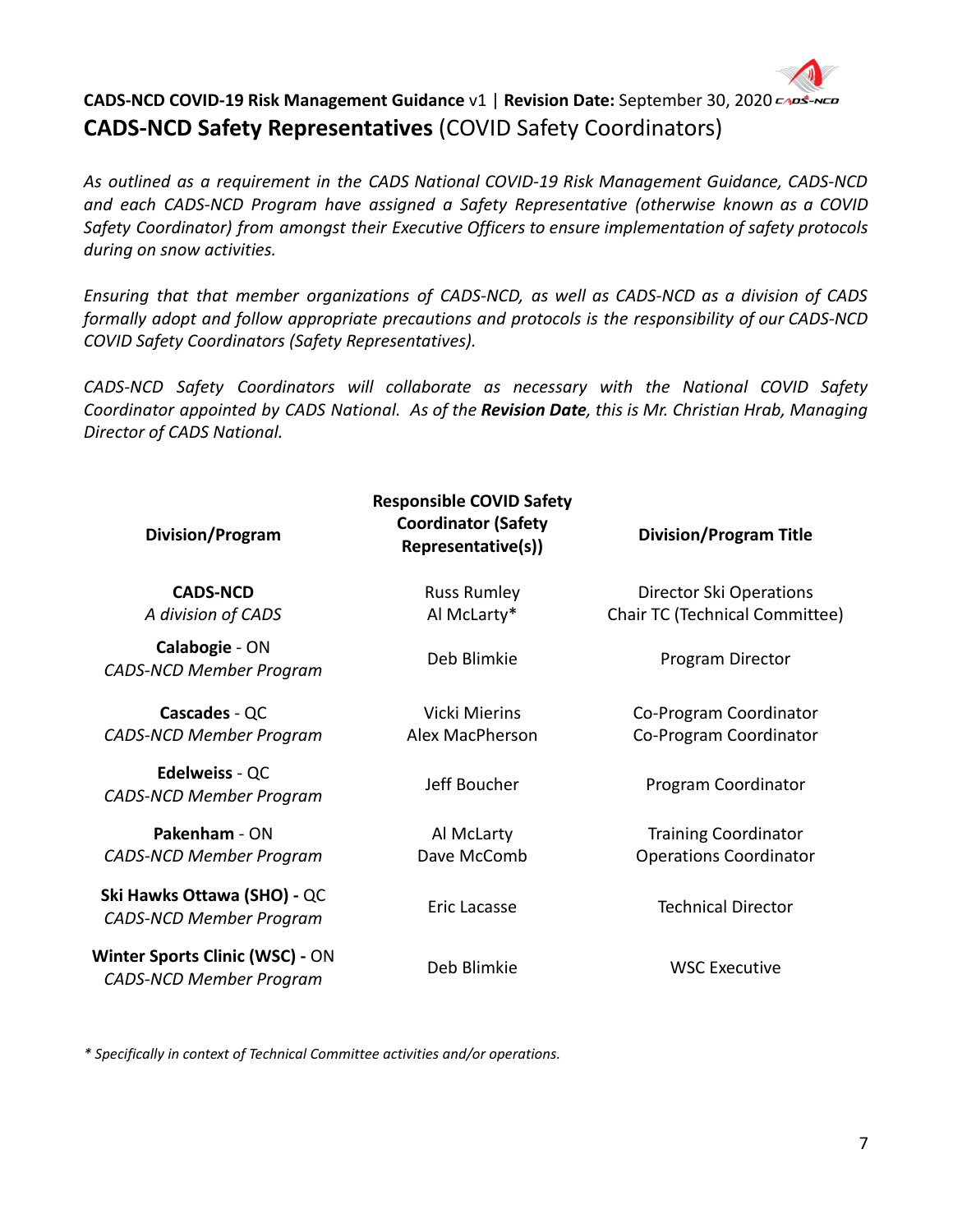**CADS-NCD COVID-19 Risk Management Guidance** v1 | **Revision Date:** September 30, 2020

## **CADS-NCD Safety Representatives** (COVID Safety Coordinators)

*As outlined as a requirement in the CADS National COVID-19 Risk Management Guidance, CADS-NCD and each CADS-NCD Program have assigned a Safety Representative (otherwise known as a COVID Safety Coordinator) from amongst their Executive Officers to ensure implementation of safety protocols during on snow activities.*

*Ensuring that that member organizations of CADS-NCD, as well as CADS-NCD as a division of CADS formally adopt and follow appropriate precautions and protocols is the responsibility of our CADS-NCD COVID Safety Coordinators (Safety Representatives).*

*CADS-NCD Safety Coordinators will collaborate as necessary with the National COVID Safety Coordinator appointed by CADS National. As of the **Revision Date**, this is Mr. Christian Hrab, Managing Director of CADS National.*

| Division/Program | Responsible COVID Safety Coordinator (Safety Representative(s)) | Division/Program Title |
|---|---|---|
| **CADS-NCD**<br>*A division of CADS* | Russ Rumley<br>Al McLarty* | Director Ski Operations<br>Chair TC (Technical Committee) |
| **Calabogie** - ON<br>*CADS-NCD Member Program* | Deb Blimkie | Program Director |
| **Cascades** - QC<br>*CADS-NCD Member Program* | Vicki Mierins<br>Alex MacPherson | Co-Program Coordinator<br>Co-Program Coordinator |
| **Edelweiss** - QC<br>*CADS-NCD Member Program* | Jeff Boucher | Program Coordinator |
| **Pakenham** - ON<br>*CADS-NCD Member Program* | Al McLarty<br>Dave McComb | Training Coordinator<br>Operations Coordinator |
| **Ski Hawks Ottawa (SHO) -** QC<br>*CADS-NCD Member Program* | Eric Lacasse | Technical Director |
| **Winter Sports Clinic (WSC) -** ON<br>*CADS-NCD Member Program* | Deb Blimkie | WSC Executive |

*\* Specifically in context of Technical Committee activities and/or operations.*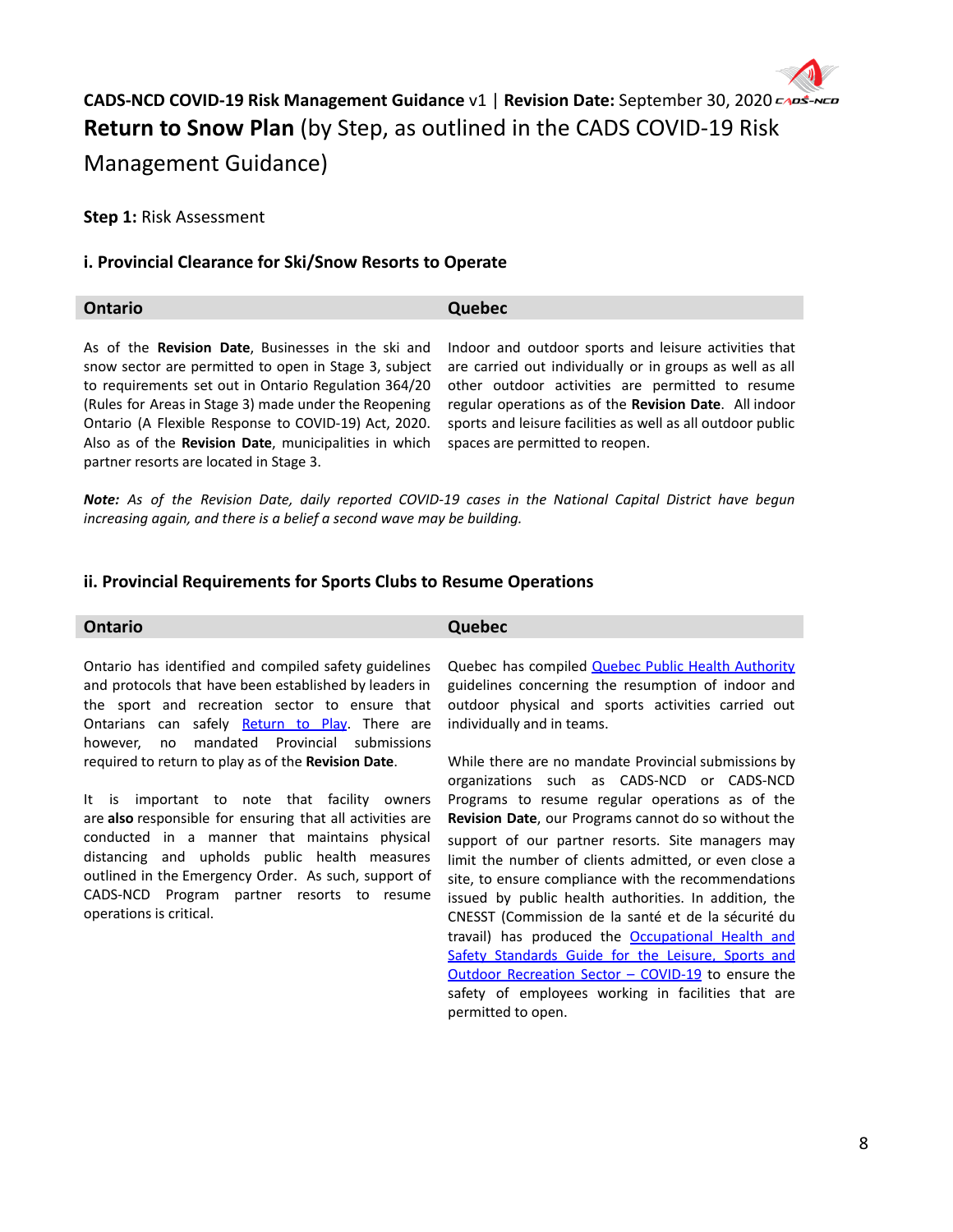**CADS-NCD COVID-19 Risk Management Guidance** v1 | **Revision Date:** September 30, 2020

# **Return to Snow Plan** (by Step, as outlined in the CADS COVID-19 Risk Management Guidance)

**Step 1:** Risk Assessment

### i. Provincial Clearance for Ski/Snow Resorts to Operate

| Ontario | Quebec |
|---|---|
| As of the **Revision Date**, Businesses in the ski and snow sector are permitted to open in Stage 3, subject to requirements set out in Ontario Regulation 364/20 (Rules for Areas in Stage 3) made under the Reopening Ontario (A Flexible Response to COVID-19) Act, 2020. Also as of the **Revision Date**, municipalities in which partner resorts are located in Stage 3. | Indoor and outdoor sports and leisure activities that are carried out individually or in groups as well as all other outdoor activities are permitted to resume regular operations as of the **Revision Date**. All indoor sports and leisure facilities as well as all outdoor public spaces are permitted to reopen. |

***Note:*** *As of the Revision Date, daily reported COVID-19 cases in the National Capital District have begun increasing again, and there is a belief a second wave may be building.*

### ii. Provincial Requirements for Sports Clubs to Resume Operations

| Ontario | Quebec |
|---|---|
| Ontario has identified and compiled safety guidelines and protocols that have been established by leaders in the sport and recreation sector to ensure that Ontarians can safely Return to Play. There are however, no mandated Provincial submissions required to return to play as of the **Revision Date**.<br><br>It is important to note that facility owners are **also** responsible for ensuring that all activities are conducted in a manner that maintains physical distancing and upholds public health measures outlined in the Emergency Order. As such, support of CADS-NCD Program partner resorts to resume operations is critical. | Quebec has compiled Quebec Public Health Authority guidelines concerning the resumption of indoor and outdoor physical and sports activities carried out individually and in teams.<br><br>While there are no mandate Provincial submissions by organizations such as CADS-NCD or CADS-NCD Programs to resume regular operations as of the **Revision Date**, our Programs cannot do so without the support of our partner resorts. Site managers may limit the number of clients admitted, or even close a site, to ensure compliance with the recommendations issued by public health authorities. In addition, the CNESST (Commission de la santé et de la sécurité du travail) has produced the Occupational Health and Safety Standards Guide for the Leisure, Sports and Outdoor Recreation Sector – COVID-19 to ensure the safety of employees working in facilities that are permitted to open. |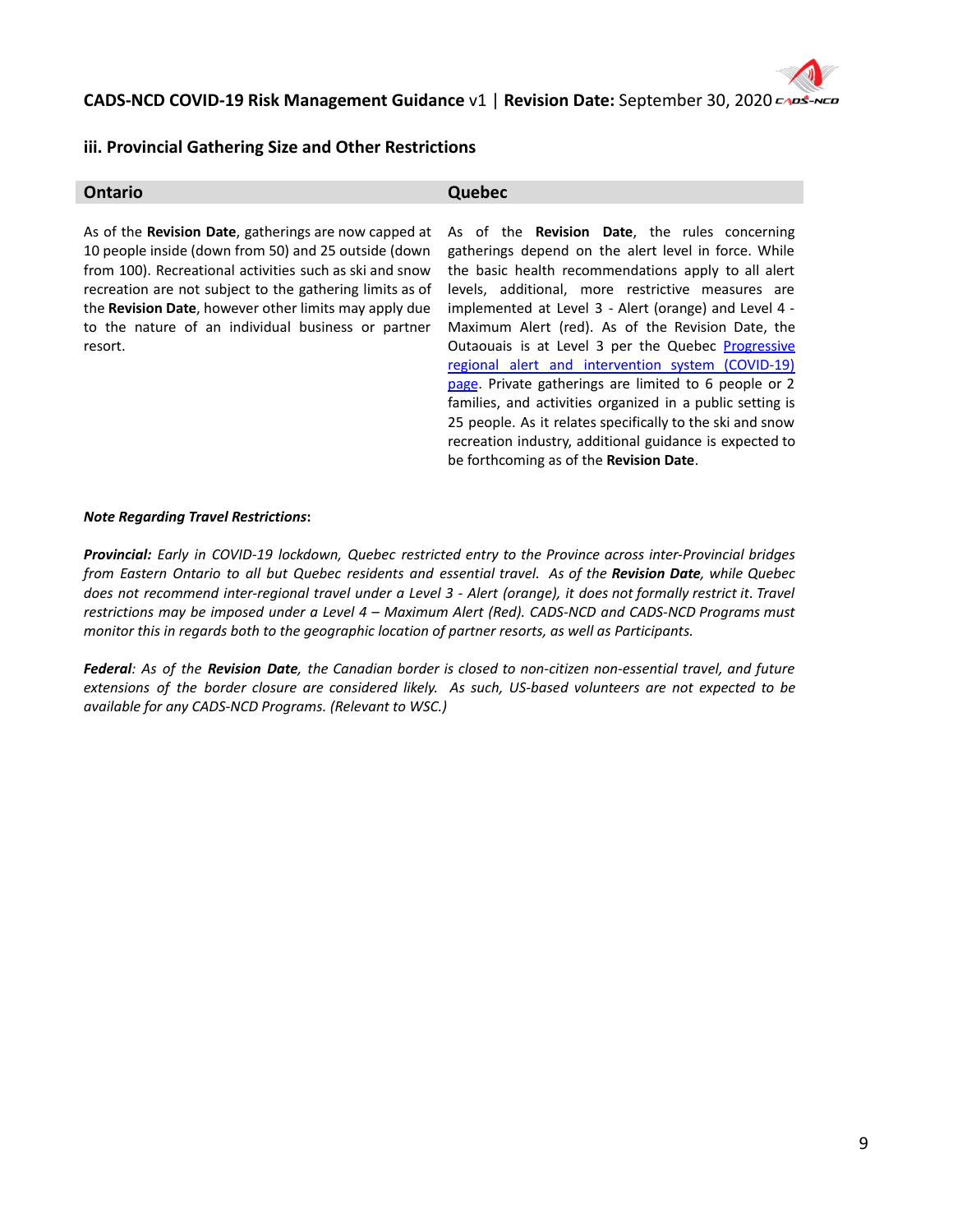### iii. Provincial Gathering Size and Other Restrictions

| Ontario | Quebec |
| --- | --- |
| As of the **Revision Date**, gatherings are now capped at 10 people inside (down from 50) and 25 outside (down from 100). Recreational activities such as ski and snow recreation are not subject to the gathering limits as of the **Revision Date**, however other limits may apply due to the nature of an individual business or partner resort. | As of the **Revision Date**, the rules concerning gatherings depend on the alert level in force. While the basic health recommendations apply to all alert levels, additional, more restrictive measures are implemented at Level 3 - Alert (orange) and Level 4 - Maximum Alert (red). As of the Revision Date, the Outaouais is at Level 3 per the Quebec [Progressive regional alert and intervention system (COVID-19) page](). Private gatherings are limited to 6 people or 2 families, and activities organized in a public setting is 25 people. As it relates specifically to the ski and snow recreation industry, additional guidance is expected to be forthcoming as of the **Revision Date**. |

***Note Regarding Travel Restrictions*:**

***Provincial:*** *Early in COVID-19 lockdown, Quebec restricted entry to the Province across inter-Provincial bridges from Eastern Ontario to all but Quebec residents and essential travel. As of the* ***Revision Date****, while Quebec does not recommend inter-regional travel under a Level 3 - Alert (orange), it does not formally restrict it. Travel restrictions may be imposed under a Level 4 – Maximum Alert (Red). CADS-NCD and CADS-NCD Programs must monitor this in regards both to the geographic location of partner resorts, as well as Participants.*

***Federal****: As of the* ***Revision Date****, the Canadian border is closed to non-citizen non-essential travel, and future extensions of the border closure are considered likely. As such, US-based volunteers are not expected to be available for any CADS-NCD Programs. (Relevant to WSC.)*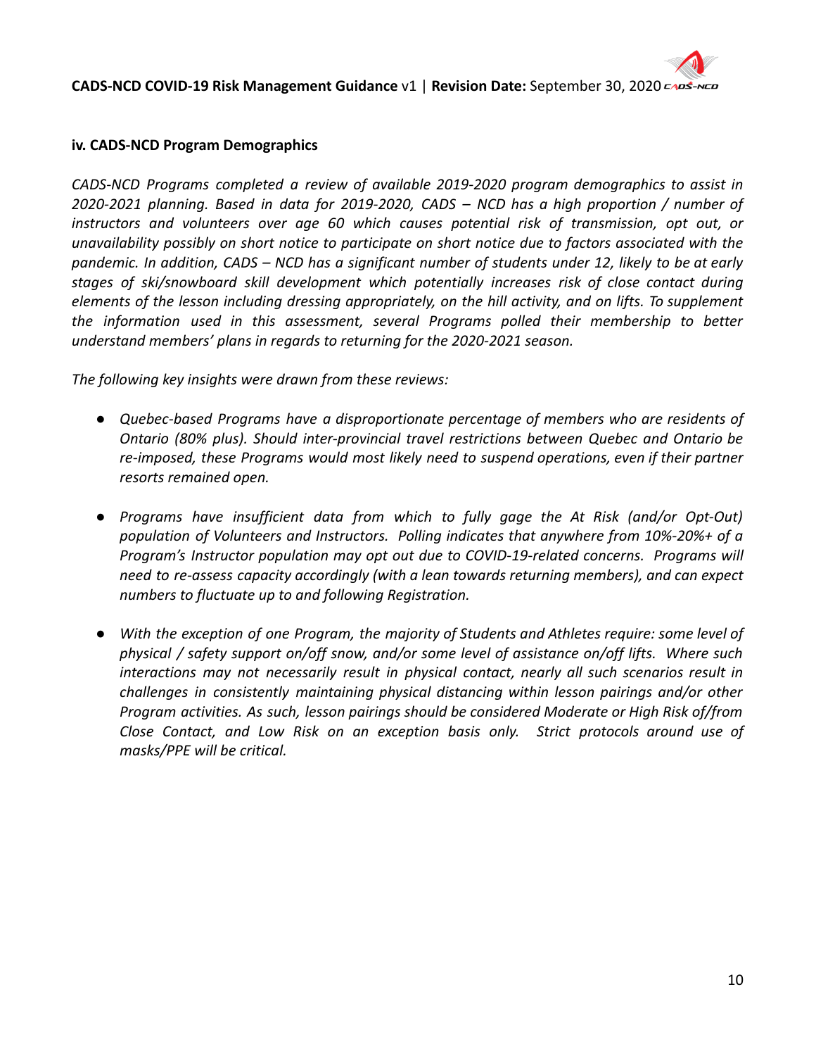### iv. CADS-NCD Program Demographics

*CADS-NCD Programs completed a review of available 2019-2020 program demographics to assist in 2020-2021 planning. Based in data for 2019-2020, CADS – NCD has a high proportion / number of instructors and volunteers over age 60 which causes potential risk of transmission, opt out, or unavailability possibly on short notice to participate on short notice due to factors associated with the pandemic. In addition, CADS – NCD has a significant number of students under 12, likely to be at early stages of ski/snowboard skill development which potentially increases risk of close contact during elements of the lesson including dressing appropriately, on the hill activity, and on lifts. To supplement the information used in this assessment, several Programs polled their membership to better understand members' plans in regards to returning for the 2020-2021 season.*

*The following key insights were drawn from these reviews:*

- *Quebec-based Programs have a disproportionate percentage of members who are residents of Ontario (80% plus). Should inter-provincial travel restrictions between Quebec and Ontario be re-imposed, these Programs would most likely need to suspend operations, even if their partner resorts remained open.*
- *Programs have insufficient data from which to fully gage the At Risk (and/or Opt-Out) population of Volunteers and Instructors. Polling indicates that anywhere from 10%-20%+ of a Program's Instructor population may opt out due to COVID-19-related concerns. Programs will need to re-assess capacity accordingly (with a lean towards returning members), and can expect numbers to fluctuate up to and following Registration.*
- *With the exception of one Program, the majority of Students and Athletes require: some level of physical / safety support on/off snow, and/or some level of assistance on/off lifts. Where such interactions may not necessarily result in physical contact, nearly all such scenarios result in challenges in consistently maintaining physical distancing within lesson pairings and/or other Program activities. As such, lesson pairings should be considered Moderate or High Risk of/from Close Contact, and Low Risk on an exception basis only. Strict protocols around use of masks/PPE will be critical.*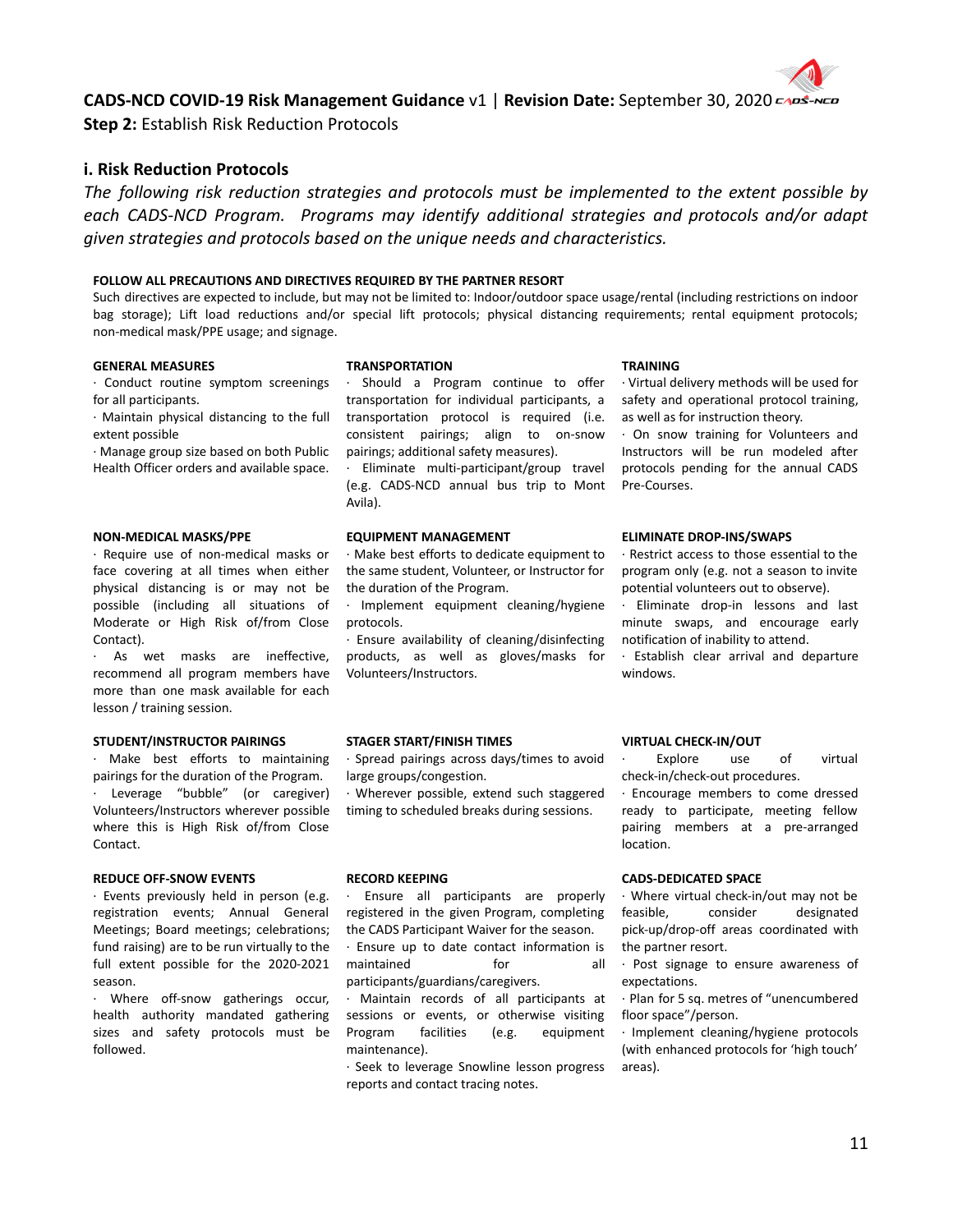**CADS-NCD COVID-19 Risk Management Guidance** v1 | **Revision Date:** September 30, 2020

**Step 2:** Establish Risk Reduction Protocols

## i. Risk Reduction Protocols

*The following risk reduction strategies and protocols must be implemented to the extent possible by each CADS-NCD Program. Programs may identify additional strategies and protocols and/or adapt given strategies and protocols based on the unique needs and characteristics.*

**FOLLOW ALL PRECAUTIONS AND DIRECTIVES REQUIRED BY THE PARTNER RESORT**

Such directives are expected to include, but may not be limited to: Indoor/outdoor space usage/rental (including restrictions on indoor bag storage); Lift load reductions and/or special lift protocols; physical distancing requirements; rental equipment protocols; non-medical mask/PPE usage; and signage.

**GENERAL MEASURES**

- Conduct routine symptom screenings for all participants.
- Maintain physical distancing to the full extent possible
- Manage group size based on both Public Health Officer orders and available space.

**TRANSPORTATION**

- Should a Program continue to offer transportation for individual participants, a transportation protocol is required (i.e. consistent pairings; align to on-snow pairings; additional safety measures).
- Eliminate multi-participant/group travel (e.g. CADS-NCD annual bus trip to Mont Avila).

**TRAINING**

- Virtual delivery methods will be used for safety and operational protocol training, as well as for instruction theory.
- On snow training for Volunteers and Instructors will be run modeled after protocols pending for the annual CADS Pre-Courses.

**NON-MEDICAL MASKS/PPE**

- Require use of non-medical masks or face covering at all times when either physical distancing is or may not be possible (including all situations of Moderate or High Risk of/from Close Contact).
- As wet masks are ineffective, recommend all program members have more than one mask available for each lesson / training session.

**EQUIPMENT MANAGEMENT**

- Make best efforts to dedicate equipment to the same student, Volunteer, or Instructor for the duration of the Program.
- Implement equipment cleaning/hygiene protocols.
- Ensure availability of cleaning/disinfecting products, as well as gloves/masks for Volunteers/Instructors.

**ELIMINATE DROP-INS/SWAPS**

- Restrict access to those essential to the program only (e.g. not a season to invite potential volunteers out to observe).
- Eliminate drop-in lessons and last minute swaps, and encourage early notification of inability to attend.
- Establish clear arrival and departure windows.

**STUDENT/INSTRUCTOR PAIRINGS**

- Make best efforts to maintaining pairings for the duration of the Program.
- Leverage "bubble" (or caregiver) Volunteers/Instructors wherever possible where this is High Risk of/from Close Contact.

**STAGER START/FINISH TIMES**

- Spread pairings across days/times to avoid large groups/congestion.
- Wherever possible, extend such staggered timing to scheduled breaks during sessions.

**VIRTUAL CHECK-IN/OUT**

- Explore use of virtual check-in/check-out procedures.
- Encourage members to come dressed ready to participate, meeting fellow pairing members at a pre-arranged location.

**REDUCE OFF-SNOW EVENTS**

- Events previously held in person (e.g. registration events; Annual General Meetings; Board meetings; celebrations; fund raising) are to be run virtually to the full extent possible for the 2020-2021 season.
- Where off-snow gatherings occur, health authority mandated gathering sizes and safety protocols must be followed.

**RECORD KEEPING**

- Ensure all participants are properly registered in the given Program, completing the CADS Participant Waiver for the season.
- Ensure up to date contact information is maintained for all participants/guardians/caregivers.
- Maintain records of all participants at sessions or events, or otherwise visiting Program facilities (e.g. equipment maintenance).
- Seek to leverage Snowline lesson progress reports and contact tracing notes.

**CADS-DEDICATED SPACE**

- Where virtual check-in/out may not be feasible, consider designated pick-up/drop-off areas coordinated with the partner resort.
- Post signage to ensure awareness of expectations.
- Plan for 5 sq. metres of "unencumbered floor space"/person.
- Implement cleaning/hygiene protocols (with enhanced protocols for 'high touch' areas).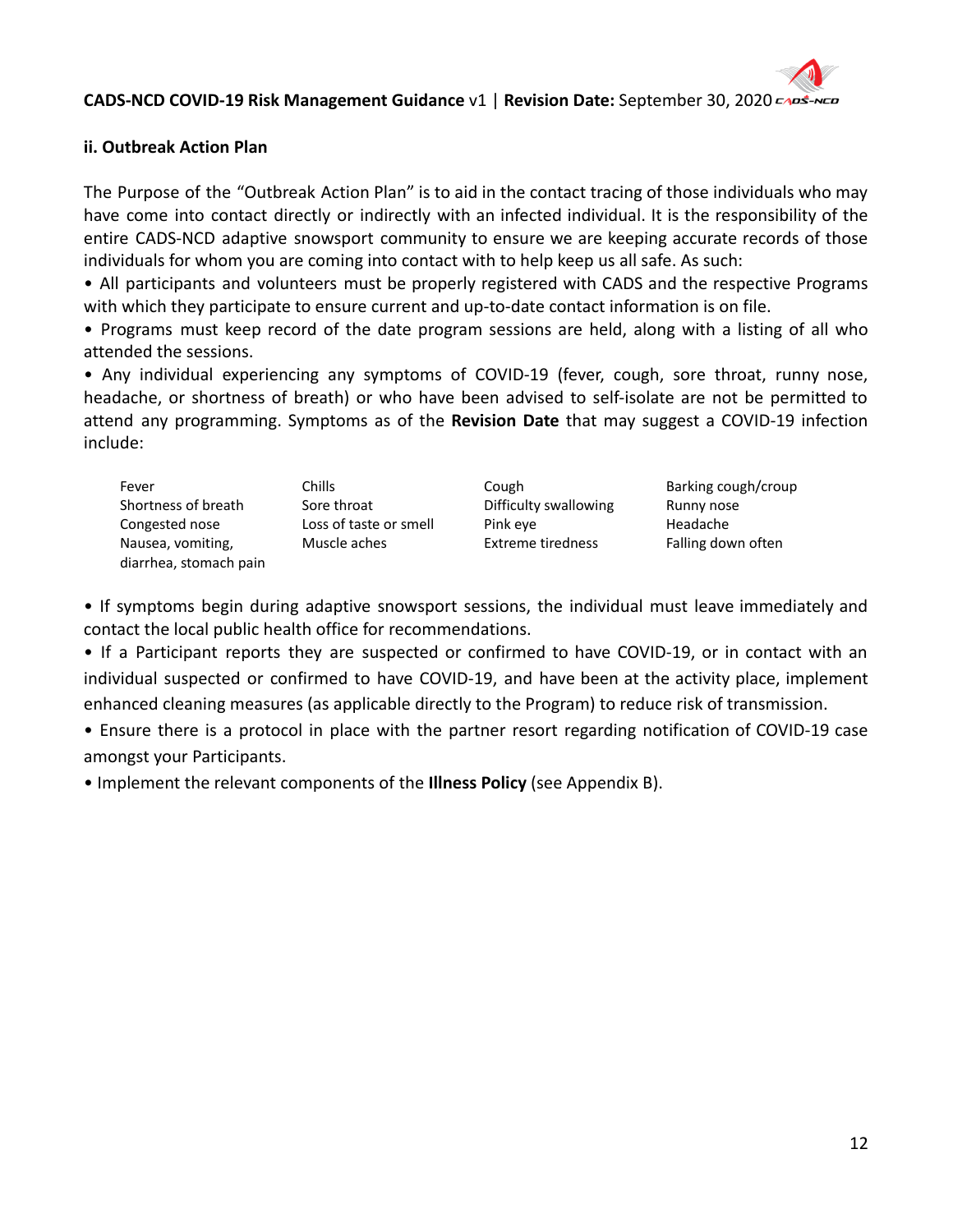### ii. Outbreak Action Plan

The Purpose of the "Outbreak Action Plan" is to aid in the contact tracing of those individuals who may have come into contact directly or indirectly with an infected individual. It is the responsibility of the entire CADS-NCD adaptive snowsport community to ensure we are keeping accurate records of those individuals for whom you are coming into contact with to help keep us all safe. As such:

- All participants and volunteers must be properly registered with CADS and the respective Programs with which they participate to ensure current and up-to-date contact information is on file.
- Programs must keep record of the date program sessions are held, along with a listing of all who attended the sessions.
- Any individual experiencing any symptoms of COVID-19 (fever, cough, sore throat, runny nose, headache, or shortness of breath) or who have been advised to self-isolate are not be permitted to attend any programming. Symptoms as of the **Revision Date** that may suggest a COVID-19 infection include:

| | | | |
|---|---|---|---|
| Fever | Chills | Cough | Barking cough/croup |
| Shortness of breath | Sore throat | Difficulty swallowing | Runny nose |
| Congested nose | Loss of taste or smell | Pink eye | Headache |
| Nausea, vomiting, diarrhea, stomach pain | Muscle aches | Extreme tiredness | Falling down often |

- If symptoms begin during adaptive snowsport sessions, the individual must leave immediately and contact the local public health office for recommendations.
- If a Participant reports they are suspected or confirmed to have COVID-19, or in contact with an individual suspected or confirmed to have COVID-19, and have been at the activity place, implement enhanced cleaning measures (as applicable directly to the Program) to reduce risk of transmission.
- Ensure there is a protocol in place with the partner resort regarding notification of COVID-19 case amongst your Participants.
- Implement the relevant components of the **Illness Policy** (see Appendix B).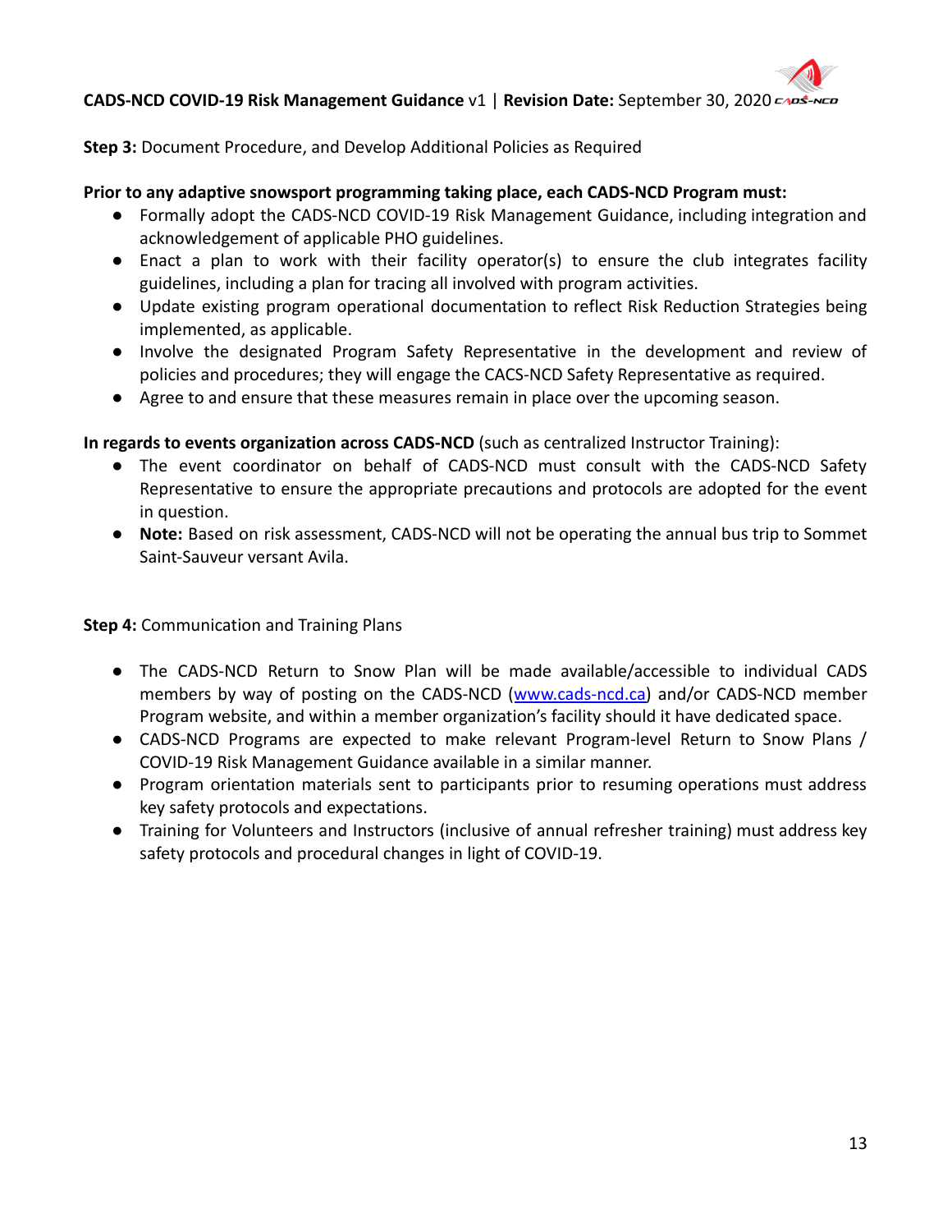**Step 3:** Document Procedure, and Develop Additional Policies as Required

**Prior to any adaptive snowsport programming taking place, each CADS-NCD Program must:**

- Formally adopt the CADS-NCD COVID-19 Risk Management Guidance, including integration and acknowledgement of applicable PHO guidelines.
- Enact a plan to work with their facility operator(s) to ensure the club integrates facility guidelines, including a plan for tracing all involved with program activities.
- Update existing program operational documentation to reflect Risk Reduction Strategies being implemented, as applicable.
- Involve the designated Program Safety Representative in the development and review of policies and procedures; they will engage the CACS-NCD Safety Representative as required.
- Agree to and ensure that these measures remain in place over the upcoming season.

**In regards to events organization across CADS-NCD** (such as centralized Instructor Training):

- The event coordinator on behalf of CADS-NCD must consult with the CADS-NCD Safety Representative to ensure the appropriate precautions and protocols are adopted for the event in question.
- **Note:** Based on risk assessment, CADS-NCD will not be operating the annual bus trip to Sommet Saint-Sauveur versant Avila.

**Step 4:** Communication and Training Plans

- The CADS-NCD Return to Snow Plan will be made available/accessible to individual CADS members by way of posting on the CADS-NCD ([www.cads-ncd.ca](www.cads-ncd.ca)) and/or CADS-NCD member Program website, and within a member organization's facility should it have dedicated space.
- CADS-NCD Programs are expected to make relevant Program-level Return to Snow Plans / COVID-19 Risk Management Guidance available in a similar manner.
- Program orientation materials sent to participants prior to resuming operations must address key safety protocols and expectations.
- Training for Volunteers and Instructors (inclusive of annual refresher training) must address key safety protocols and procedural changes in light of COVID-19.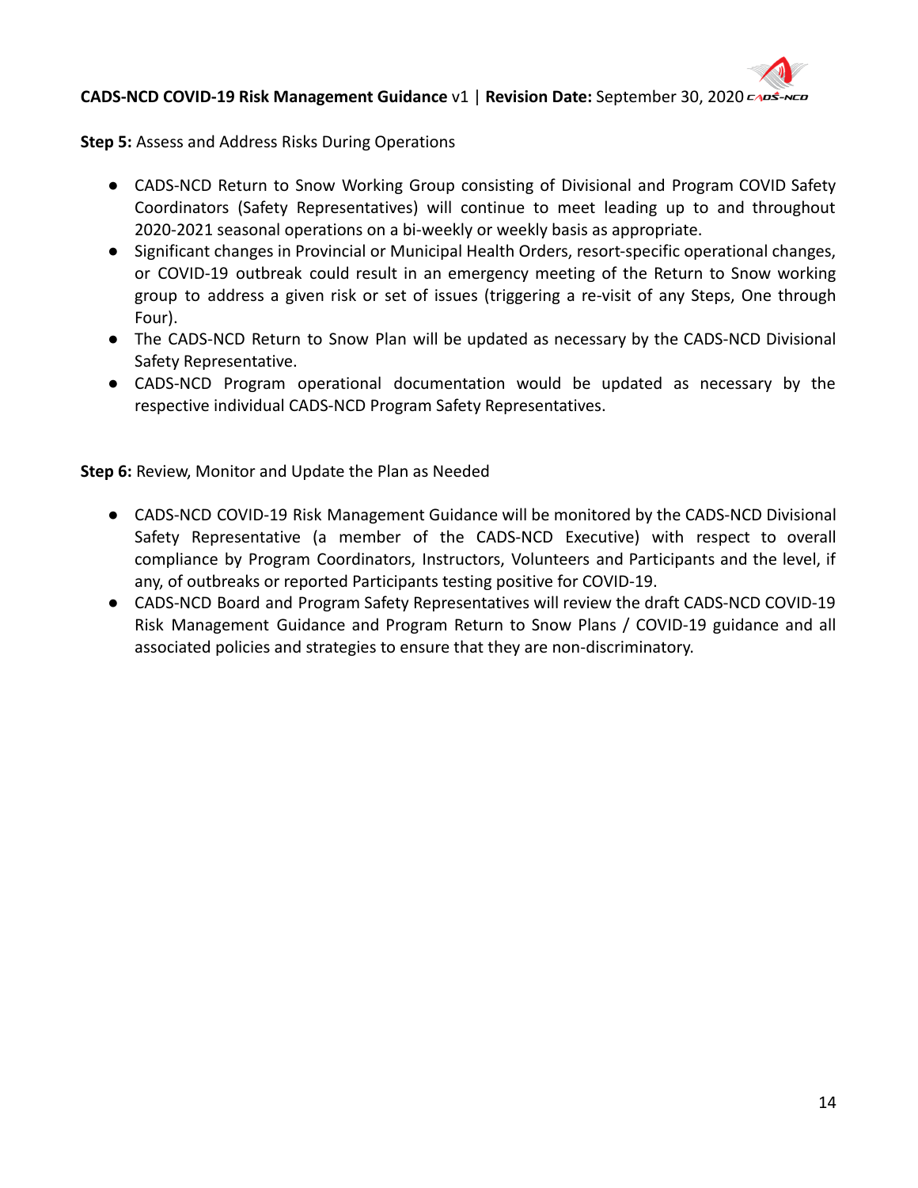**Step 5:** Assess and Address Risks During Operations

- CADS-NCD Return to Snow Working Group consisting of Divisional and Program COVID Safety Coordinators (Safety Representatives) will continue to meet leading up to and throughout 2020-2021 seasonal operations on a bi-weekly or weekly basis as appropriate.
- Significant changes in Provincial or Municipal Health Orders, resort-specific operational changes, or COVID-19 outbreak could result in an emergency meeting of the Return to Snow working group to address a given risk or set of issues (triggering a re-visit of any Steps, One through Four).
- The CADS-NCD Return to Snow Plan will be updated as necessary by the CADS-NCD Divisional Safety Representative.
- CADS-NCD Program operational documentation would be updated as necessary by the respective individual CADS-NCD Program Safety Representatives.

**Step 6:** Review, Monitor and Update the Plan as Needed

- CADS-NCD COVID-19 Risk Management Guidance will be monitored by the CADS-NCD Divisional Safety Representative (a member of the CADS-NCD Executive) with respect to overall compliance by Program Coordinators, Instructors, Volunteers and Participants and the level, if any, of outbreaks or reported Participants testing positive for COVID-19.
- CADS-NCD Board and Program Safety Representatives will review the draft CADS-NCD COVID-19 Risk Management Guidance and Program Return to Snow Plans / COVID-19 guidance and all associated policies and strategies to ensure that they are non-discriminatory.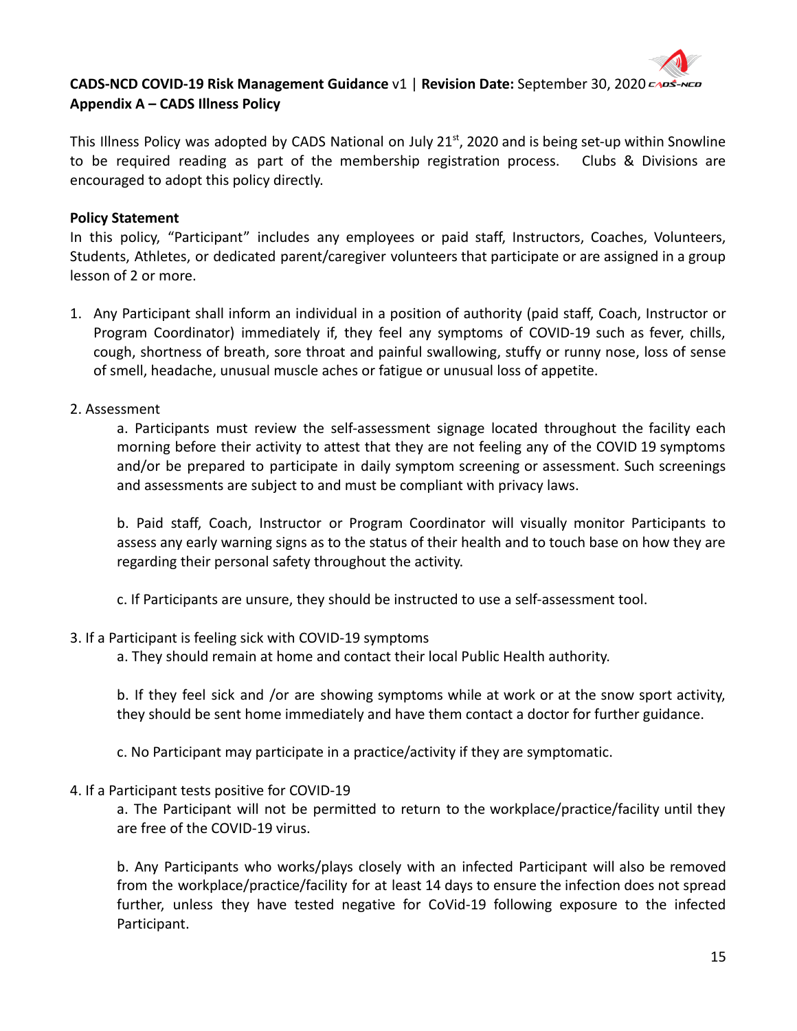**CADS-NCD COVID-19 Risk Management Guidance** v1 | **Revision Date:** September 30, 2020

**Appendix A – CADS Illness Policy**

This Illness Policy was adopted by CADS National on July 21st, 2020 and is being set-up within Snowline to be required reading as part of the membership registration process. Clubs & Divisions are encouraged to adopt this policy directly.

**Policy Statement**

In this policy, "Participant" includes any employees or paid staff, Instructors, Coaches, Volunteers, Students, Athletes, or dedicated parent/caregiver volunteers that participate or are assigned in a group lesson of 2 or more.

1. Any Participant shall inform an individual in a position of authority (paid staff, Coach, Instructor or Program Coordinator) immediately if, they feel any symptoms of COVID-19 such as fever, chills, cough, shortness of breath, sore throat and painful swallowing, stuffy or runny nose, loss of sense of smell, headache, unusual muscle aches or fatigue or unusual loss of appetite.

2. Assessment

   a. Participants must review the self-assessment signage located throughout the facility each morning before their activity to attest that they are not feeling any of the COVID 19 symptoms and/or be prepared to participate in daily symptom screening or assessment. Such screenings and assessments are subject to and must be compliant with privacy laws.

   b. Paid staff, Coach, Instructor or Program Coordinator will visually monitor Participants to assess any early warning signs as to the status of their health and to touch base on how they are regarding their personal safety throughout the activity.

   c. If Participants are unsure, they should be instructed to use a self-assessment tool.

3. If a Participant is feeling sick with COVID-19 symptoms

   a. They should remain at home and contact their local Public Health authority.

   b. If they feel sick and /or are showing symptoms while at work or at the snow sport activity, they should be sent home immediately and have them contact a doctor for further guidance.

   c. No Participant may participate in a practice/activity if they are symptomatic.

4. If a Participant tests positive for COVID-19

   a. The Participant will not be permitted to return to the workplace/practice/facility until they are free of the COVID-19 virus.

   b. Any Participants who works/plays closely with an infected Participant will also be removed from the workplace/practice/facility for at least 14 days to ensure the infection does not spread further, unless they have tested negative for CoVid-19 following exposure to the infected Participant.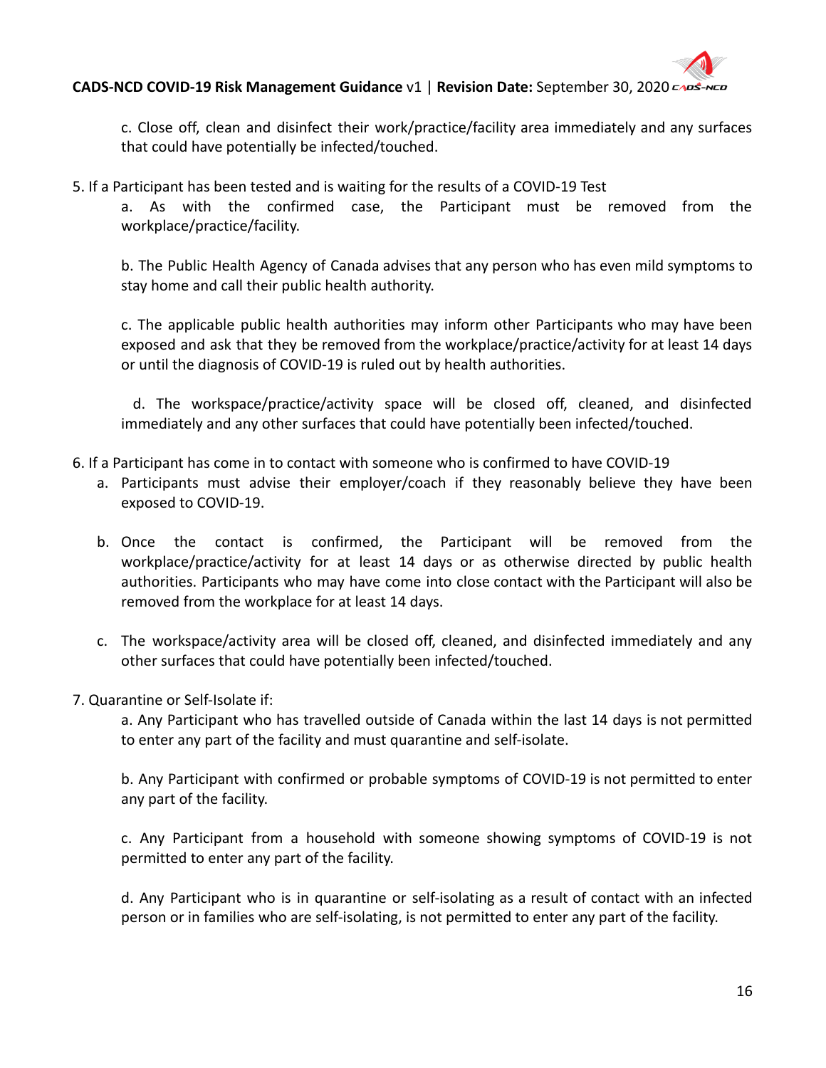c. Close off, clean and disinfect their work/practice/facility area immediately and any surfaces that could have potentially be infected/touched.

5. If a Participant has been tested and is waiting for the results of a COVID-19 Test

    a. As with the confirmed case, the Participant must be removed from the workplace/practice/facility.

    b. The Public Health Agency of Canada advises that any person who has even mild symptoms to stay home and call their public health authority.

    c. The applicable public health authorities may inform other Participants who may have been exposed and ask that they be removed from the workplace/practice/activity for at least 14 days or until the diagnosis of COVID-19 is ruled out by health authorities.

    d. The workspace/practice/activity space will be closed off, cleaned, and disinfected immediately and any other surfaces that could have potentially been infected/touched.

6. If a Participant has come in to contact with someone who is confirmed to have COVID-19

    a. Participants must advise their employer/coach if they reasonably believe they have been exposed to COVID-19.

    b. Once the contact is confirmed, the Participant will be removed from the workplace/practice/activity for at least 14 days or as otherwise directed by public health authorities. Participants who may have come into close contact with the Participant will also be removed from the workplace for at least 14 days.

    c. The workspace/activity area will be closed off, cleaned, and disinfected immediately and any other surfaces that could have potentially been infected/touched.

7. Quarantine or Self-Isolate if:

    a. Any Participant who has travelled outside of Canada within the last 14 days is not permitted to enter any part of the facility and must quarantine and self-isolate.

    b. Any Participant with confirmed or probable symptoms of COVID-19 is not permitted to enter any part of the facility.

    c. Any Participant from a household with someone showing symptoms of COVID-19 is not permitted to enter any part of the facility.

    d. Any Participant who is in quarantine or self-isolating as a result of contact with an infected person or in families who are self-isolating, is not permitted to enter any part of the facility.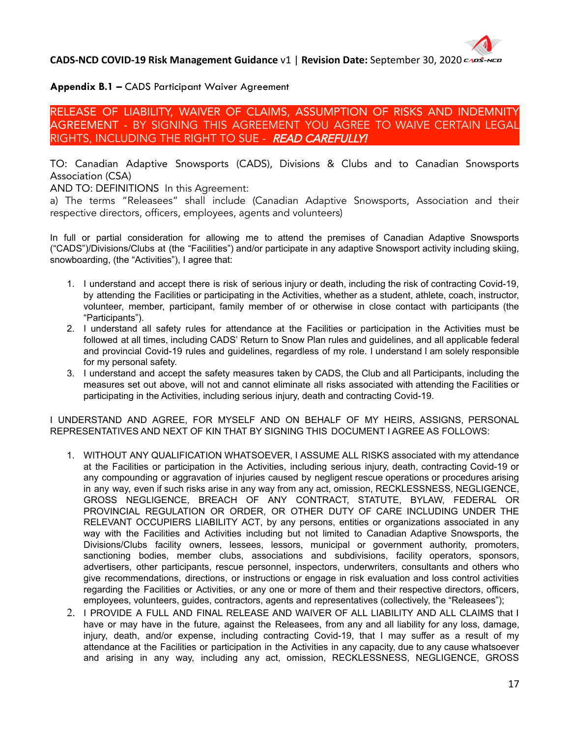**Appendix B.1 –** CADS Participant Waiver Agreement

RELEASE OF LIABILITY, WAIVER OF CLAIMS, ASSUMPTION OF RISKS AND INDEMNITY AGREEMENT - BY SIGNING THIS AGREEMENT YOU AGREE TO WAIVE CERTAIN LEGAL RIGHTS, INCLUDING THE RIGHT TO SUE - ***READ CAREFULLY!***

TO: Canadian Adaptive Snowsports (CADS), Divisions & Clubs and to Canadian Snowsports Association (CSA)
AND TO: DEFINITIONS In this Agreement:
a) The terms "Releasees" shall include (Canadian Adaptive Snowsports, Association and their respective directors, officers, employees, agents and volunteers)

In full or partial consideration for allowing me to attend the premises of Canadian Adaptive Snowsports ("CADS")/Divisions/Clubs at (the "Facilities") and/or participate in any adaptive Snowsport activity including skiing, snowboarding, (the "Activities"), I agree that:

1. I understand and accept there is risk of serious injury or death, including the risk of contracting Covid-19, by attending the Facilities or participating in the Activities, whether as a student, athlete, coach, instructor, volunteer, member, participant, family member of or otherwise in close contact with participants (the "Participants").
2. I understand all safety rules for attendance at the Facilities or participation in the Activities must be followed at all times, including CADS' Return to Snow Plan rules and guidelines, and all applicable federal and provincial Covid-19 rules and guidelines, regardless of my role. I understand I am solely responsible for my personal safety.
3. I understand and accept the safety measures taken by CADS, the Club and all Participants, including the measures set out above, will not and cannot eliminate all risks associated with attending the Facilities or participating in the Activities, including serious injury, death and contracting Covid-19.

I UNDERSTAND AND AGREE, FOR MYSELF AND ON BEHALF OF MY HEIRS, ASSIGNS, PERSONAL REPRESENTATIVES AND NEXT OF KIN THAT BY SIGNING THIS DOCUMENT I AGREE AS FOLLOWS:

1. WITHOUT ANY QUALIFICATION WHATSOEVER, I ASSUME ALL RISKS associated with my attendance at the Facilities or participation in the Activities, including serious injury, death, contracting Covid-19 or any compounding or aggravation of injuries caused by negligent rescue operations or procedures arising in any way, even if such risks arise in any way from any act, omission, RECKLESSNESS, NEGLIGENCE, GROSS NEGLIGENCE, BREACH OF ANY CONTRACT, STATUTE, BYLAW, FEDERAL OR PROVINCIAL REGULATION OR ORDER, OR OTHER DUTY OF CARE INCLUDING UNDER THE RELEVANT OCCUPIERS LIABILITY ACT, by any persons, entities or organizations associated in any way with the Facilities and Activities including but not limited to Canadian Adaptive Snowsports, the Divisions/Clubs facility owners, lessees, lessors, municipal or government authority, promoters, sanctioning bodies, member clubs, associations and subdivisions, facility operators, sponsors, advertisers, other participants, rescue personnel, inspectors, underwriters, consultants and others who give recommendations, directions, or instructions or engage in risk evaluation and loss control activities regarding the Facilities or Activities, or any one or more of them and their respective directors, officers, employees, volunteers, guides, contractors, agents and representatives (collectively, the "Releasees");
2. I PROVIDE A FULL AND FINAL RELEASE AND WAIVER OF ALL LIABILITY AND ALL CLAIMS that I have or may have in the future, against the Releasees, from any and all liability for any loss, damage, injury, death, and/or expense, including contracting Covid-19, that I may suffer as a result of my attendance at the Facilities or participation in the Activities in any capacity, due to any cause whatsoever and arising in any way, including any act, omission, RECKLESSNESS, NEGLIGENCE, GROSS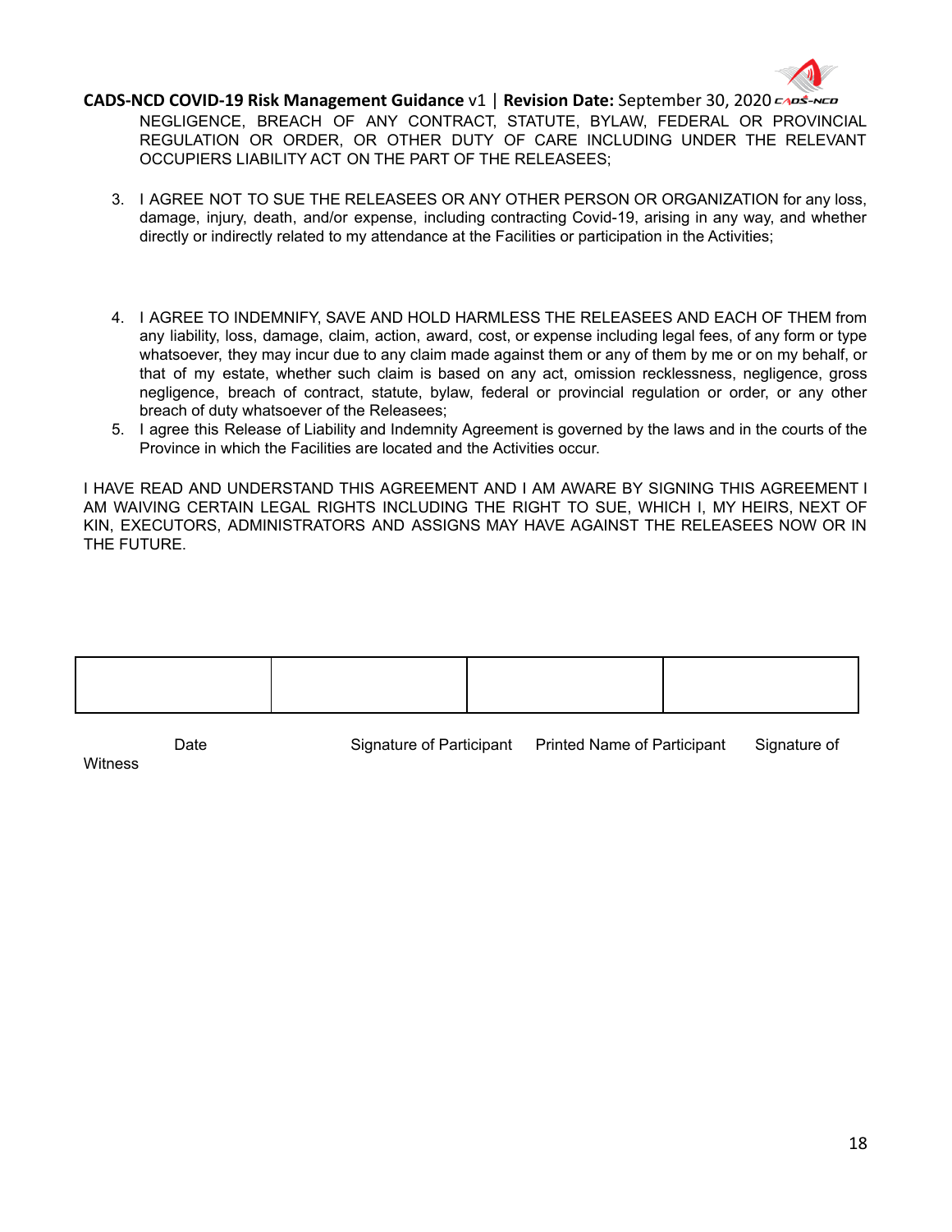NEGLIGENCE, BREACH OF ANY CONTRACT, STATUTE, BYLAW, FEDERAL OR PROVINCIAL REGULATION OR ORDER, OR OTHER DUTY OF CARE INCLUDING UNDER THE RELEVANT OCCUPIERS LIABILITY ACT ON THE PART OF THE RELEASEES;

3. I AGREE NOT TO SUE THE RELEASEES OR ANY OTHER PERSON OR ORGANIZATION for any loss, damage, injury, death, and/or expense, including contracting Covid-19, arising in any way, and whether directly or indirectly related to my attendance at the Facilities or participation in the Activities;

4. I AGREE TO INDEMNIFY, SAVE AND HOLD HARMLESS THE RELEASEES AND EACH OF THEM from any liability, loss, damage, claim, action, award, cost, or expense including legal fees, of any form or type whatsoever, they may incur due to any claim made against them or any of them by me or on my behalf, or that of my estate, whether such claim is based on any act, omission recklessness, negligence, gross negligence, breach of contract, statute, bylaw, federal or provincial regulation or order, or any other breach of duty whatsoever of the Releasees;
5. I agree this Release of Liability and Indemnity Agreement is governed by the laws and in the courts of the Province in which the Facilities are located and the Activities occur.

I HAVE READ AND UNDERSTAND THIS AGREEMENT AND I AM AWARE BY SIGNING THIS AGREEMENT I AM WAIVING CERTAIN LEGAL RIGHTS INCLUDING THE RIGHT TO SUE, WHICH I, MY HEIRS, NEXT OF KIN, EXECUTORS, ADMINISTRATORS AND ASSIGNS MAY HAVE AGAINST THE RELEASEES NOW OR IN THE FUTURE.

| | | | |
|---|---|---|---|
| | | | |

Date Signature of Participant Printed Name of Participant Signature of Witness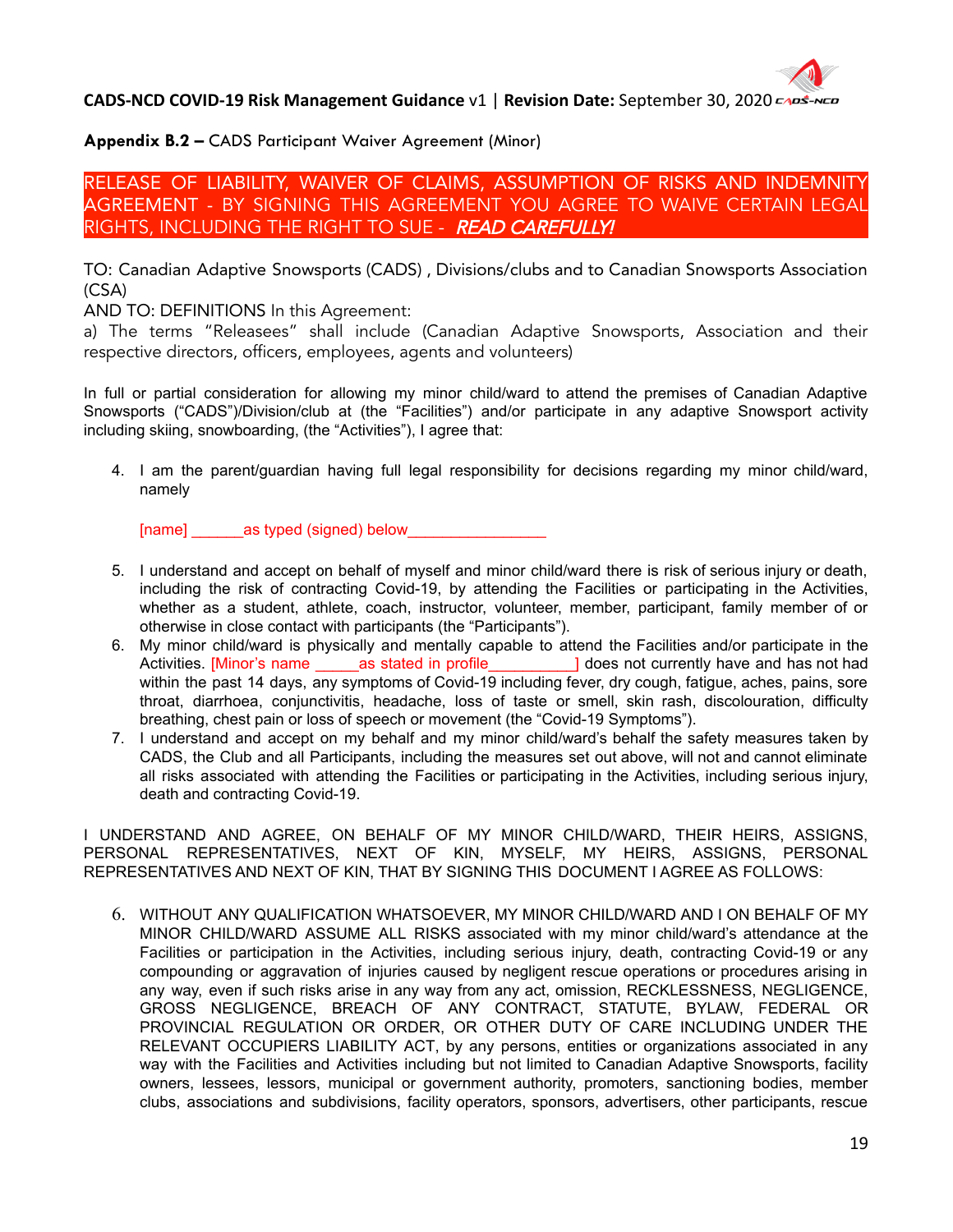**Appendix B.2 –** CADS Participant Waiver Agreement (Minor)

RELEASE OF LIABILITY, WAIVER OF CLAIMS, ASSUMPTION OF RISKS AND INDEMNITY AGREEMENT - BY SIGNING THIS AGREEMENT YOU AGREE TO WAIVE CERTAIN LEGAL RIGHTS, INCLUDING THE RIGHT TO SUE - ***READ CAREFULLY!***

TO: Canadian Adaptive Snowsports (CADS) , Divisions/clubs and to Canadian Snowsports Association (CSA)

AND TO: DEFINITIONS In this Agreement:

a) The terms "Releasees" shall include (Canadian Adaptive Snowsports, Association and their respective directors, officers, employees, agents and volunteers)

In full or partial consideration for allowing my minor child/ward to attend the premises of Canadian Adaptive Snowsports ("CADS")/Division/club at (the "Facilities") and/or participate in any adaptive Snowsport activity including skiing, snowboarding, (the "Activities"), I agree that:

4. I am the parent/guardian having full legal responsibility for decisions regarding my minor child/ward, namely

   [name] ______as typed (signed) below________________

5. I understand and accept on behalf of myself and minor child/ward there is risk of serious injury or death, including the risk of contracting Covid-19, by attending the Facilities or participating in the Activities, whether as a student, athlete, coach, instructor, volunteer, member, participant, family member of or otherwise in close contact with participants (the "Participants").
6. My minor child/ward is physically and mentally capable to attend the Facilities and/or participate in the Activities. [Minor's name _____as stated in profile__________] does not currently have and has not had within the past 14 days, any symptoms of Covid-19 including fever, dry cough, fatigue, aches, pains, sore throat, diarrhoea, conjunctivitis, headache, loss of taste or smell, skin rash, discolouration, difficulty breathing, chest pain or loss of speech or movement (the "Covid-19 Symptoms").
7. I understand and accept on my behalf and my minor child/ward's behalf the safety measures taken by CADS, the Club and all Participants, including the measures set out above, will not and cannot eliminate all risks associated with attending the Facilities or participating in the Activities, including serious injury, death and contracting Covid-19.

I UNDERSTAND AND AGREE, ON BEHALF OF MY MINOR CHILD/WARD, THEIR HEIRS, ASSIGNS, PERSONAL REPRESENTATIVES, NEXT OF KIN, MYSELF, MY HEIRS, ASSIGNS, PERSONAL REPRESENTATIVES AND NEXT OF KIN, THAT BY SIGNING THIS DOCUMENT I AGREE AS FOLLOWS:

6. WITHOUT ANY QUALIFICATION WHATSOEVER, MY MINOR CHILD/WARD AND I ON BEHALF OF MY MINOR CHILD/WARD ASSUME ALL RISKS associated with my minor child/ward's attendance at the Facilities or participation in the Activities, including serious injury, death, contracting Covid-19 or any compounding or aggravation of injuries caused by negligent rescue operations or procedures arising in any way, even if such risks arise in any way from any act, omission, RECKLESSNESS, NEGLIGENCE, GROSS NEGLIGENCE, BREACH OF ANY CONTRACT, STATUTE, BYLAW, FEDERAL OR PROVINCIAL REGULATION OR ORDER, OR OTHER DUTY OF CARE INCLUDING UNDER THE RELEVANT OCCUPIERS LIABILITY ACT, by any persons, entities or organizations associated in any way with the Facilities and Activities including but not limited to Canadian Adaptive Snowsports, facility owners, lessees, lessors, municipal or government authority, promoters, sanctioning bodies, member clubs, associations and subdivisions, facility operators, sponsors, advertisers, other participants, rescue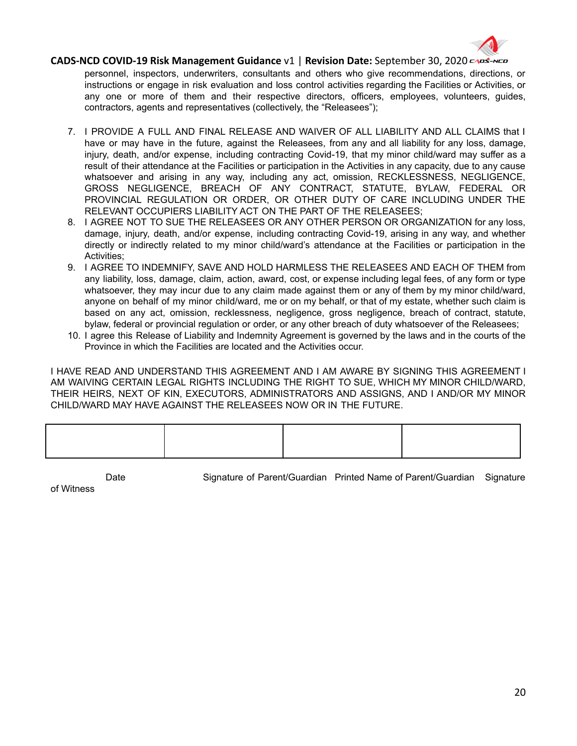personnel, inspectors, underwriters, consultants and others who give recommendations, directions, or instructions or engage in risk evaluation and loss control activities regarding the Facilities or Activities, or any one or more of them and their respective directors, officers, employees, volunteers, guides, contractors, agents and representatives (collectively, the "Releasees");

7. I PROVIDE A FULL AND FINAL RELEASE AND WAIVER OF ALL LIABILITY AND ALL CLAIMS that I have or may have in the future, against the Releasees, from any and all liability for any loss, damage, injury, death, and/or expense, including contracting Covid-19, that my minor child/ward may suffer as a result of their attendance at the Facilities or participation in the Activities in any capacity, due to any cause whatsoever and arising in any way, including any act, omission, RECKLESSNESS, NEGLIGENCE, GROSS NEGLIGENCE, BREACH OF ANY CONTRACT, STATUTE, BYLAW, FEDERAL OR PROVINCIAL REGULATION OR ORDER, OR OTHER DUTY OF CARE INCLUDING UNDER THE RELEVANT OCCUPIERS LIABILITY ACT ON THE PART OF THE RELEASEES;
8. I AGREE NOT TO SUE THE RELEASEES OR ANY OTHER PERSON OR ORGANIZATION for any loss, damage, injury, death, and/or expense, including contracting Covid-19, arising in any way, and whether directly or indirectly related to my minor child/ward's attendance at the Facilities or participation in the Activities;
9. I AGREE TO INDEMNIFY, SAVE AND HOLD HARMLESS THE RELEASEES AND EACH OF THEM from any liability, loss, damage, claim, action, award, cost, or expense including legal fees, of any form or type whatsoever, they may incur due to any claim made against them or any of them by my minor child/ward, anyone on behalf of my minor child/ward, me or on my behalf, or that of my estate, whether such claim is based on any act, omission, recklessness, negligence, gross negligence, breach of contract, statute, bylaw, federal or provincial regulation or order, or any other breach of duty whatsoever of the Releasees;
10. I agree this Release of Liability and Indemnity Agreement is governed by the laws and in the courts of the Province in which the Facilities are located and the Activities occur.

I HAVE READ AND UNDERSTAND THIS AGREEMENT AND I AM AWARE BY SIGNING THIS AGREEMENT I AM WAIVING CERTAIN LEGAL RIGHTS INCLUDING THE RIGHT TO SUE, WHICH MY MINOR CHILD/WARD, THEIR HEIRS, NEXT OF KIN, EXECUTORS, ADMINISTRATORS AND ASSIGNS, AND I AND/OR MY MINOR CHILD/WARD MAY HAVE AGAINST THE RELEASEES NOW OR IN THE FUTURE.

| | | | |
|---|---|---|---|
| | | | |

Date | Signature of Parent/Guardian | Printed Name of Parent/Guardian | Signature of Witness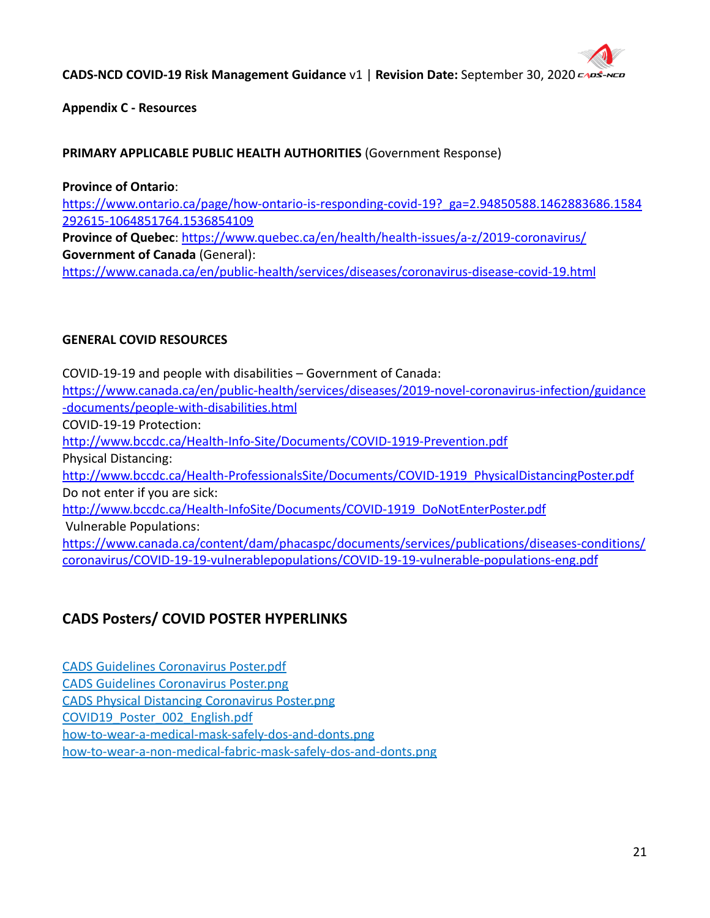**Appendix C - Resources**

**PRIMARY APPLICABLE PUBLIC HEALTH AUTHORITIES** (Government Response)

**Province of Ontario**:
https://www.ontario.ca/page/how-ontario-is-responding-covid-19?_ga=2.94850588.1462883686.1584292615-1064851764.1536854109
**Province of Quebec**: https://www.quebec.ca/en/health/health-issues/a-z/2019-coronavirus/
**Government of Canada** (General):
https://www.canada.ca/en/public-health/services/diseases/coronavirus-disease-covid-19.html

**GENERAL COVID RESOURCES**

COVID-19-19 and people with disabilities – Government of Canada:
https://www.canada.ca/en/public-health/services/diseases/2019-novel-coronavirus-infection/guidance-documents/people-with-disabilities.html
COVID-19-19 Protection:
http://www.bccdc.ca/Health-Info-Site/Documents/COVID-1919-Prevention.pdf
Physical Distancing:
http://www.bccdc.ca/Health-ProfessionalsSite/Documents/COVID-1919_PhysicalDistancingPoster.pdf
Do not enter if you are sick:
http://www.bccdc.ca/Health-InfoSite/Documents/COVID-1919_DoNotEnterPoster.pdf
Vulnerable Populations:
https://www.canada.ca/content/dam/phacaspc/documents/services/publications/diseases-conditions/coronavirus/COVID-19-19-vulnerablepopulations/COVID-19-19-vulnerable-populations-eng.pdf

## CADS Posters/ COVID POSTER HYPERLINKS

CADS Guidelines Coronavirus Poster.pdf
CADS Guidelines Coronavirus Poster.png
CADS Physical Distancing Coronavirus Poster.png
COVID19_Poster_002_English.pdf
how-to-wear-a-medical-mask-safely-dos-and-donts.png
how-to-wear-a-non-medical-fabric-mask-safely-dos-and-donts.png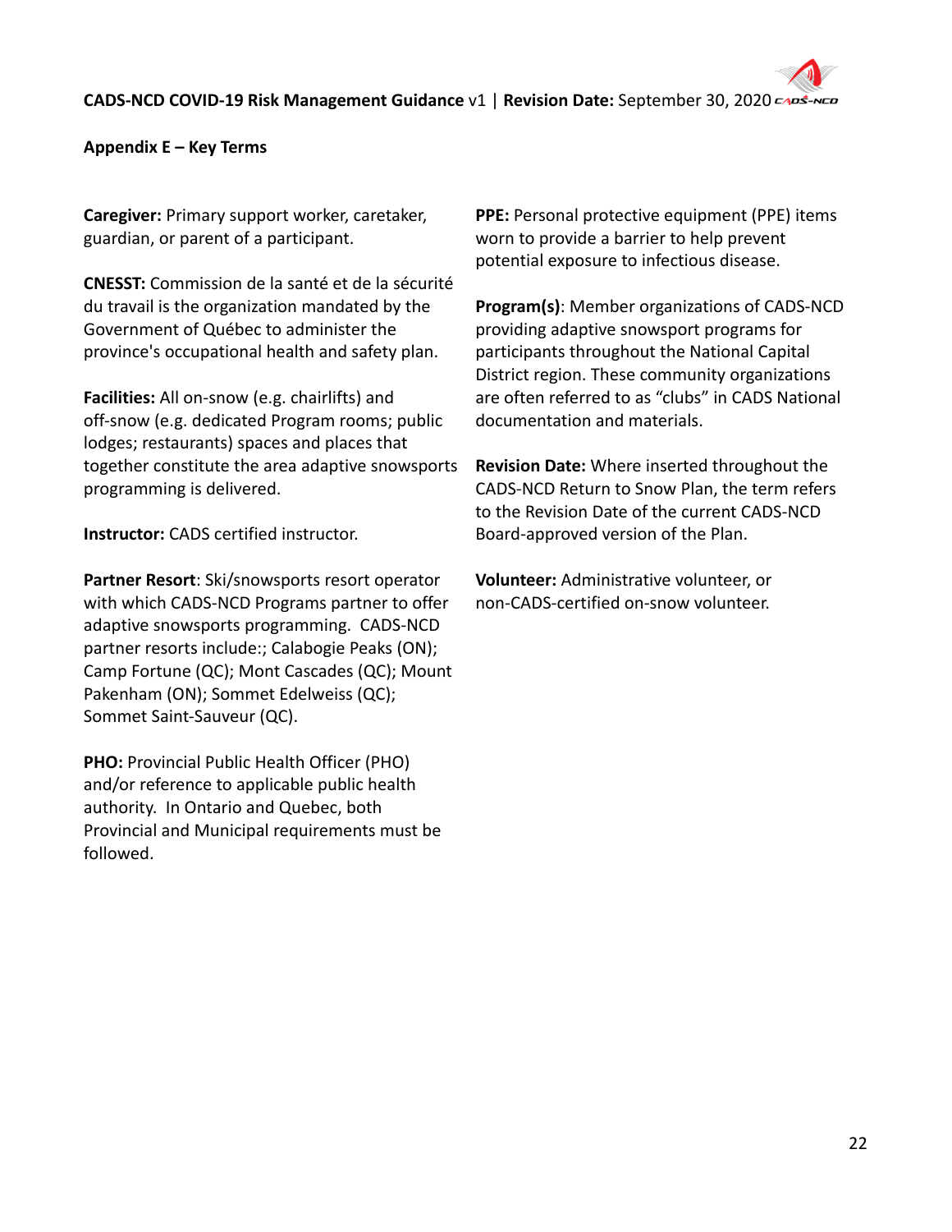## Appendix E – Key Terms

**Caregiver:** Primary support worker, caretaker, guardian, or parent of a participant.

**CNESST:** Commission de la santé et de la sécurité du travail is the organization mandated by the Government of Québec to administer the province's occupational health and safety plan.

**Facilities:** All on-snow (e.g. chairlifts) and off-snow (e.g. dedicated Program rooms; public lodges; restaurants) spaces and places that together constitute the area adaptive snowsports programming is delivered.

**Instructor:** CADS certified instructor.

**Partner Resort**: Ski/snowsports resort operator with which CADS-NCD Programs partner to offer adaptive snowsports programming. CADS-NCD partner resorts include:; Calabogie Peaks (ON); Camp Fortune (QC); Mont Cascades (QC); Mount Pakenham (ON); Sommet Edelweiss (QC); Sommet Saint-Sauveur (QC).

**PHO:** Provincial Public Health Officer (PHO) and/or reference to applicable public health authority. In Ontario and Quebec, both Provincial and Municipal requirements must be followed.

**PPE:** Personal protective equipment (PPE) items worn to provide a barrier to help prevent potential exposure to infectious disease.

**Program(s)**: Member organizations of CADS-NCD providing adaptive snowsport programs for participants throughout the National Capital District region. These community organizations are often referred to as "clubs" in CADS National documentation and materials.

**Revision Date:** Where inserted throughout the CADS-NCD Return to Snow Plan, the term refers to the Revision Date of the current CADS-NCD Board-approved version of the Plan.

**Volunteer:** Administrative volunteer, or non-CADS-certified on-snow volunteer.